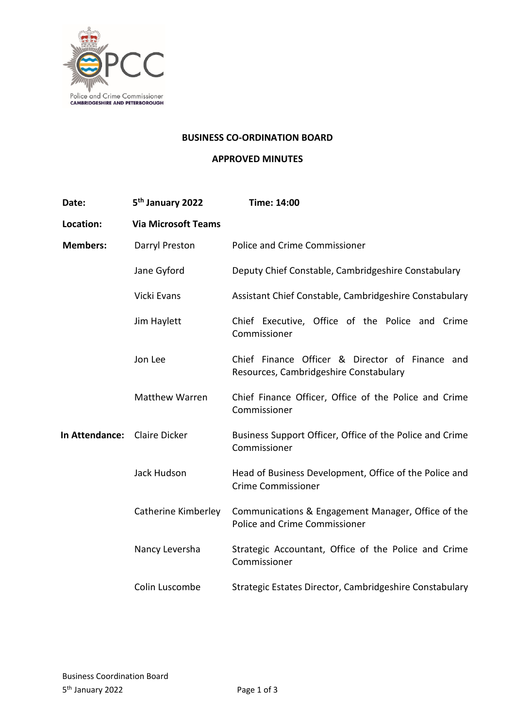# BUSINESS CO-ORDINATION BOARD

## APPROVED MINUTES

| | | |
|---|---|---|
| **Date:** | **5th January 2022** | **Time: 14:00** |
| **Location:** | **Via Microsoft Teams** | |
| **Members:** | Darryl Preston | Police and Crime Commissioner |
| | Jane Gyford | Deputy Chief Constable, Cambridgeshire Constabulary |
| | Vicki Evans | Assistant Chief Constable, Cambridgeshire Constabulary |
| | Jim Haylett | Chief Executive, Office of the Police and Crime Commissioner |
| | Jon Lee | Chief Finance Officer & Director of Finance and Resources, Cambridgeshire Constabulary |
| | Matthew Warren | Chief Finance Officer, Office of the Police and Crime Commissioner |
| **In Attendance:** | Claire Dicker | Business Support Officer, Office of the Police and Crime Commissioner |
| | Jack Hudson | Head of Business Development, Office of the Police and Crime Commissioner |
| | Catherine Kimberley | Communications & Engagement Manager, Office of the Police and Crime Commissioner |
| | Nancy Leversha | Strategic Accountant, Office of the Police and Crime Commissioner |
| | Colin Luscombe | Strategic Estates Director, Cambridgeshire Constabulary |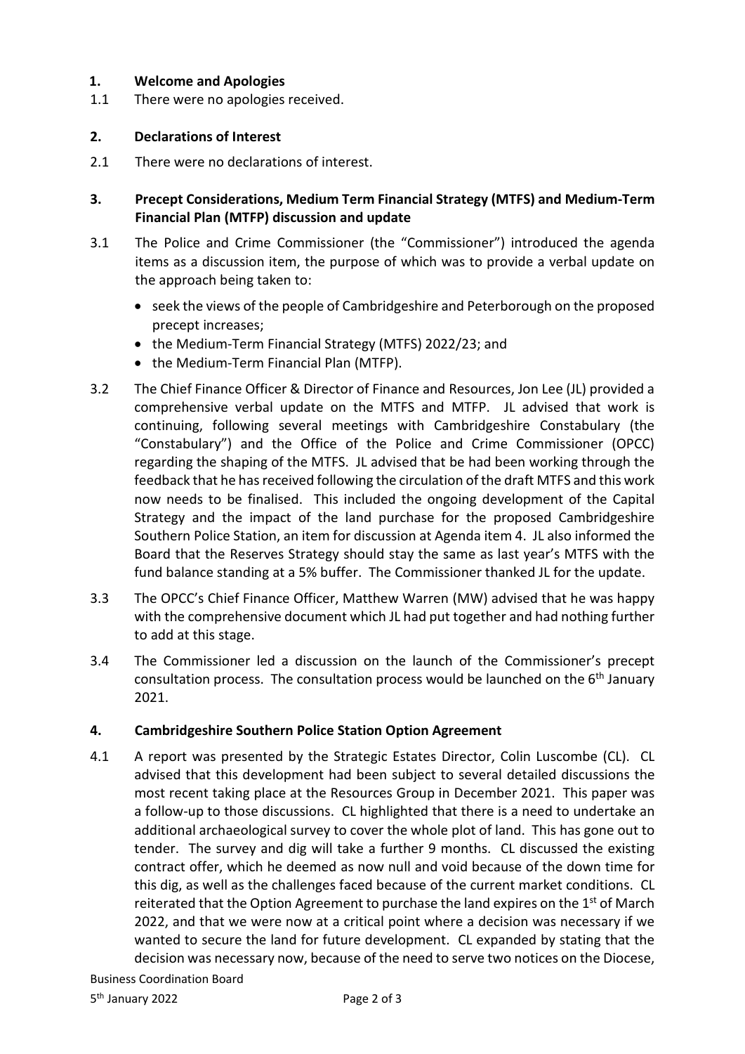## 1. Welcome and Apologies

1.1 There were no apologies received.

## 2. Declarations of Interest

2.1 There were no declarations of interest.

## 3. Precept Considerations, Medium Term Financial Strategy (MTFS) and Medium-Term Financial Plan (MTFP) discussion and update

3.1 The Police and Crime Commissioner (the "Commissioner") introduced the agenda items as a discussion item, the purpose of which was to provide a verbal update on the approach being taken to:

- seek the views of the people of Cambridgeshire and Peterborough on the proposed precept increases;
- the Medium-Term Financial Strategy (MTFS) 2022/23; and
- the Medium-Term Financial Plan (MTFP).

3.2 The Chief Finance Officer & Director of Finance and Resources, Jon Lee (JL) provided a comprehensive verbal update on the MTFS and MTFP. JL advised that work is continuing, following several meetings with Cambridgeshire Constabulary (the "Constabulary") and the Office of the Police and Crime Commissioner (OPCC) regarding the shaping of the MTFS. JL advised that be had been working through the feedback that he has received following the circulation of the draft MTFS and this work now needs to be finalised. This included the ongoing development of the Capital Strategy and the impact of the land purchase for the proposed Cambridgeshire Southern Police Station, an item for discussion at Agenda item 4. JL also informed the Board that the Reserves Strategy should stay the same as last year's MTFS with the fund balance standing at a 5% buffer. The Commissioner thanked JL for the update.

3.3 The OPCC's Chief Finance Officer, Matthew Warren (MW) advised that he was happy with the comprehensive document which JL had put together and had nothing further to add at this stage.

3.4 The Commissioner led a discussion on the launch of the Commissioner's precept consultation process. The consultation process would be launched on the 6th January 2021.

## 4. Cambridgeshire Southern Police Station Option Agreement

4.1 A report was presented by the Strategic Estates Director, Colin Luscombe (CL). CL advised that this development had been subject to several detailed discussions the most recent taking place at the Resources Group in December 2021. This paper was a follow-up to those discussions. CL highlighted that there is a need to undertake an additional archaeological survey to cover the whole plot of land. This has gone out to tender. The survey and dig will take a further 9 months. CL discussed the existing contract offer, which he deemed as now null and void because of the down time for this dig, as well as the challenges faced because of the current market conditions. CL reiterated that the Option Agreement to purchase the land expires on the 1st of March 2022, and that we were now at a critical point where a decision was necessary if we wanted to secure the land for future development. CL expanded by stating that the decision was necessary now, because of the need to serve two notices on the Diocese,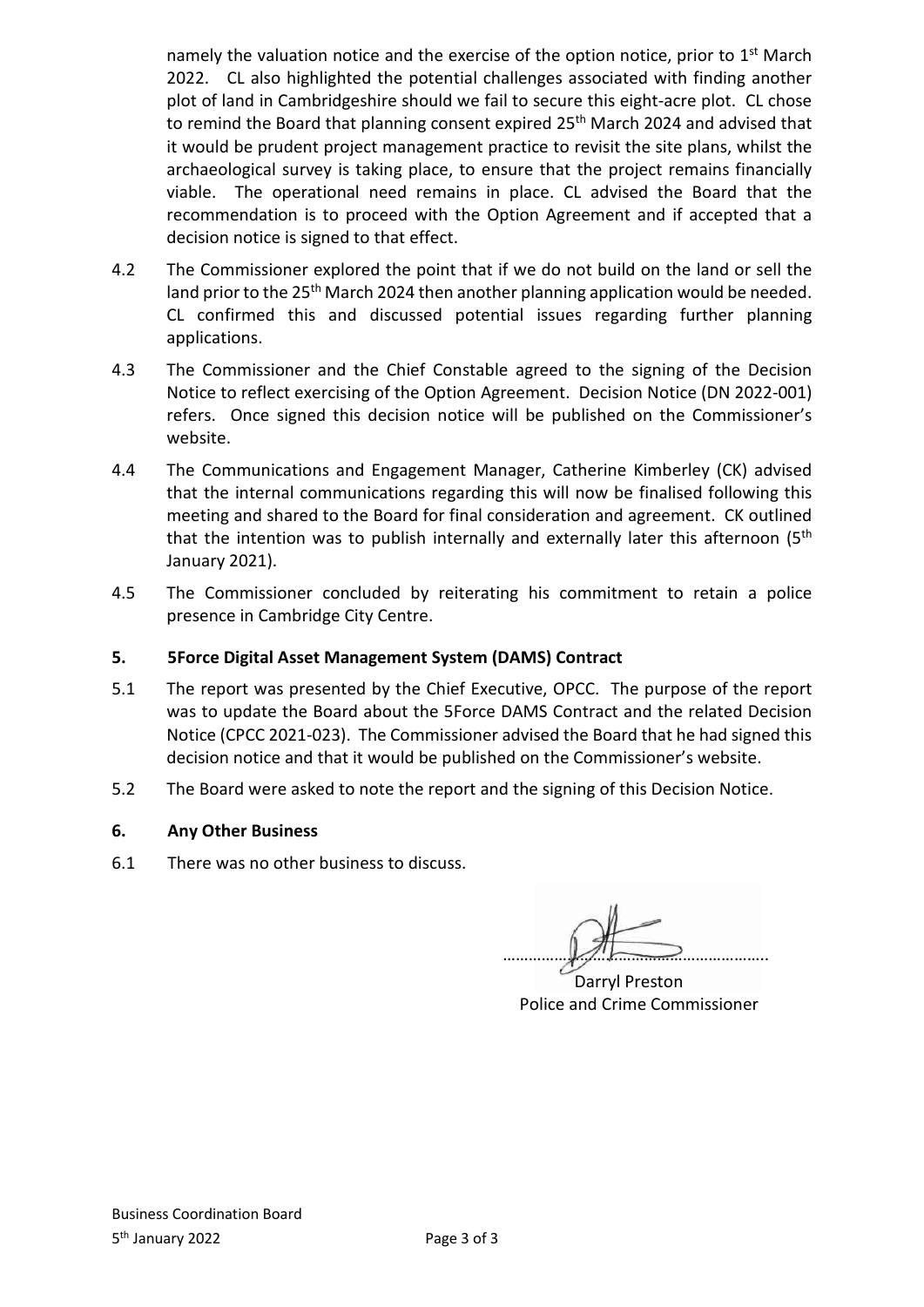namely the valuation notice and the exercise of the option notice, prior to 1st March 2022. CL also highlighted the potential challenges associated with finding another plot of land in Cambridgeshire should we fail to secure this eight-acre plot. CL chose to remind the Board that planning consent expired 25th March 2024 and advised that it would be prudent project management practice to revisit the site plans, whilst the archaeological survey is taking place, to ensure that the project remains financially viable. The operational need remains in place. CL advised the Board that the recommendation is to proceed with the Option Agreement and if accepted that a decision notice is signed to that effect.

4.2 The Commissioner explored the point that if we do not build on the land or sell the land prior to the 25th March 2024 then another planning application would be needed. CL confirmed this and discussed potential issues regarding further planning applications.

4.3 The Commissioner and the Chief Constable agreed to the signing of the Decision Notice to reflect exercising of the Option Agreement. Decision Notice (DN 2022-001) refers. Once signed this decision notice will be published on the Commissioner's website.

4.4 The Communications and Engagement Manager, Catherine Kimberley (CK) advised that the internal communications regarding this will now be finalised following this meeting and shared to the Board for final consideration and agreement. CK outlined that the intention was to publish internally and externally later this afternoon (5th January 2021).

4.5 The Commissioner concluded by reiterating his commitment to retain a police presence in Cambridge City Centre.

## 5. 5Force Digital Asset Management System (DAMS) Contract

5.1 The report was presented by the Chief Executive, OPCC. The purpose of the report was to update the Board about the 5Force DAMS Contract and the related Decision Notice (CPCC 2021-023). The Commissioner advised the Board that he had signed this decision notice and that it would be published on the Commissioner's website.

5.2 The Board were asked to note the report and the signing of this Decision Notice.

## 6. Any Other Business

6.1 There was no other business to discuss.

………………………………………………………..

Darryl Preston
Police and Crime Commissioner

Business Coordination Board
5th January 2022